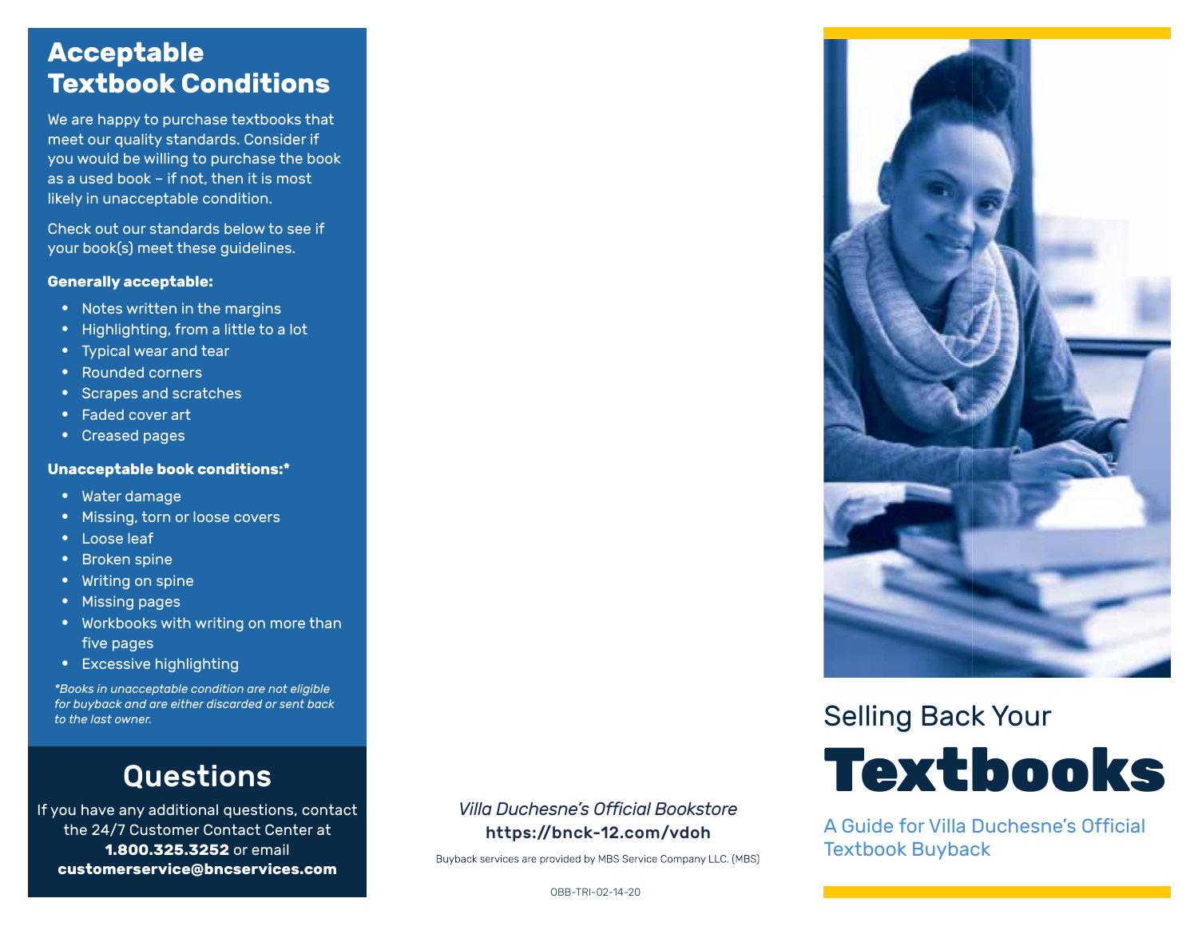## Acceptable Textbook Conditions

We are happy to purchase textbooks that meet our quality standards. Consider if you would be willing to purchase the book as a used book – if not, then it is most likely in unacceptable condition.

Check out our standards below to see if your book(s) meet these guidelines.

**Generally acceptable:**

- Notes written in the margins
- Highlighting, from a little to a lot
- Typical wear and tear
- Rounded corners
- Scrapes and scratches
- Faded cover art
- Creased pages

**Unacceptable book conditions:***

- Water damage
- Missing, torn or loose covers
- Loose leaf
- Broken spine
- Writing on spine
- Missing pages
- Workbooks with writing on more than five pages
- Excessive highlighting

*\*Books in unacceptable condition are not eligible for buyback and are either discarded or sent back to the last owner.*

## Questions

If you have any additional questions, contact the 24/7 Customer Center at **1.800.325.3252** or email **customerservice@bncservices.com**

*Villa Duchesne's Official Bookstore*

**https://bnck-12.com/vdoh**

Buyback services are provided by MBS Service Company LLC. (MBS)

OBB-TRI-02-14-20

Selling Back Your

# Textbooks

A Guide for Villa Duchesne's Official Textbook Buyback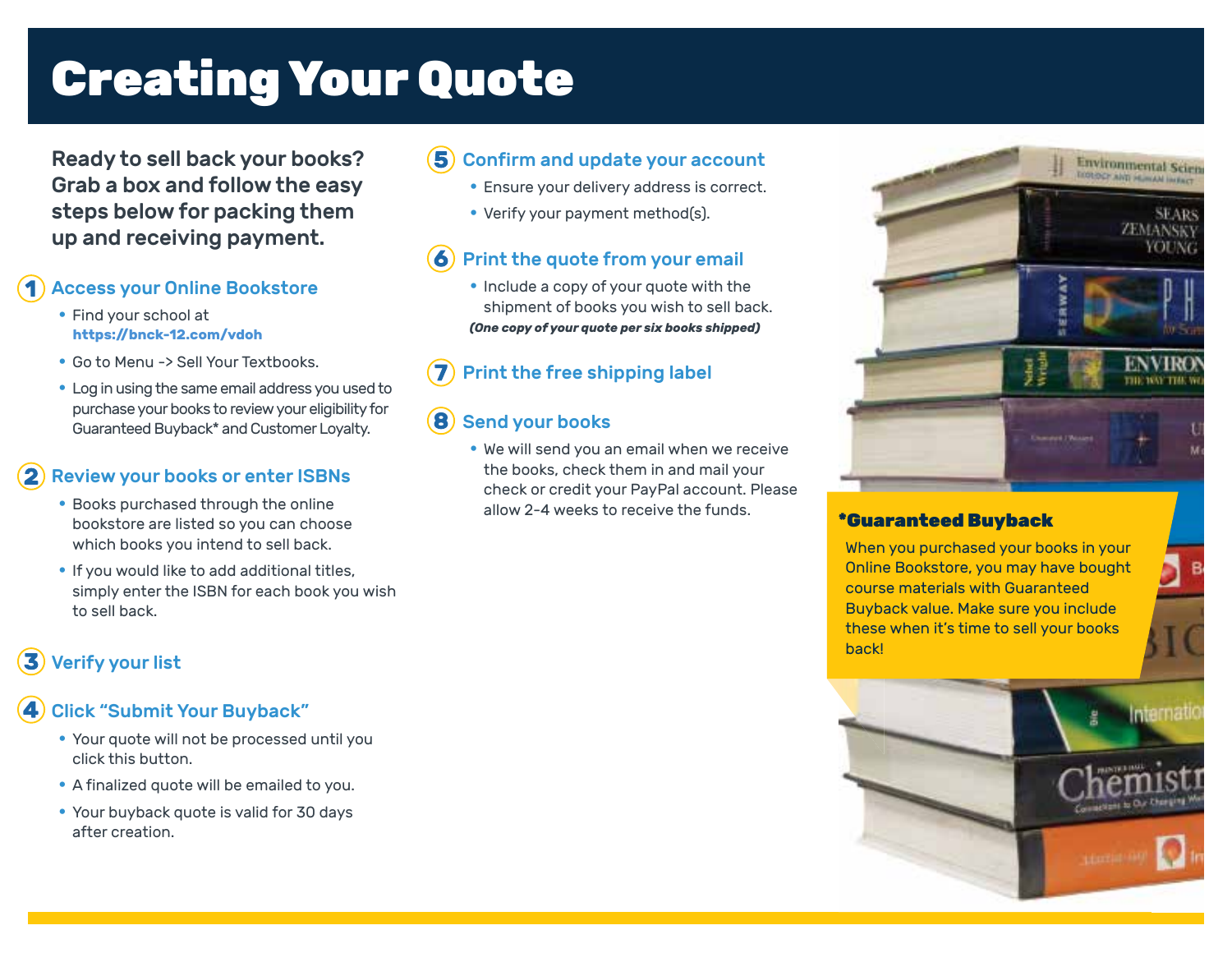# Creating Your Quote

**Ready to sell back your books? Grab a box and follow the easy steps below for packing them up and receiving payment.**

## 1 Access your Online Bookstore

- Find your school at **https://bnck-12.com/vdoh**
- Go to Menu -> Sell Your Textbooks.
- Log in using the same email address you used to purchase your books to review your eligibility for Guaranteed Buyback* and Customer Loyalty.

## 2 Review your books or enter ISBNs

- Books purchased through the online bookstore are listed so you can choose which books you intend to sell back.
- If you would like to add additional titles, simply enter the ISBN for each book you wish to sell back.

## 3 Verify your list

## 4 Click "Submit Your Buyback"

- Your quote will not be processed until you click this button.
- A finalized quote will be emailed to you.
- Your buyback quote is valid for 30 days after creation.

## 5 Confirm and update your account

- Ensure your delivery address is correct.
- Verify your payment method(s).

## 6 Print the quote from your email

- Include a copy of your quote with the shipment of books you wish to sell back.

***(One copy of your quote per six books shipped)***

## 7 Print the free shipping label

## 8 Send your books

- We will send you an email when we receive the books, check them in and mail your check or credit your PayPal account. Please allow 2-4 weeks to receive the funds.

**\*Guaranteed Buyback**

When you purchased your books in your Online Bookstore, you may have bought course materials with Guaranteed Buyback value. Make sure you include these when it's time to sell your books back!